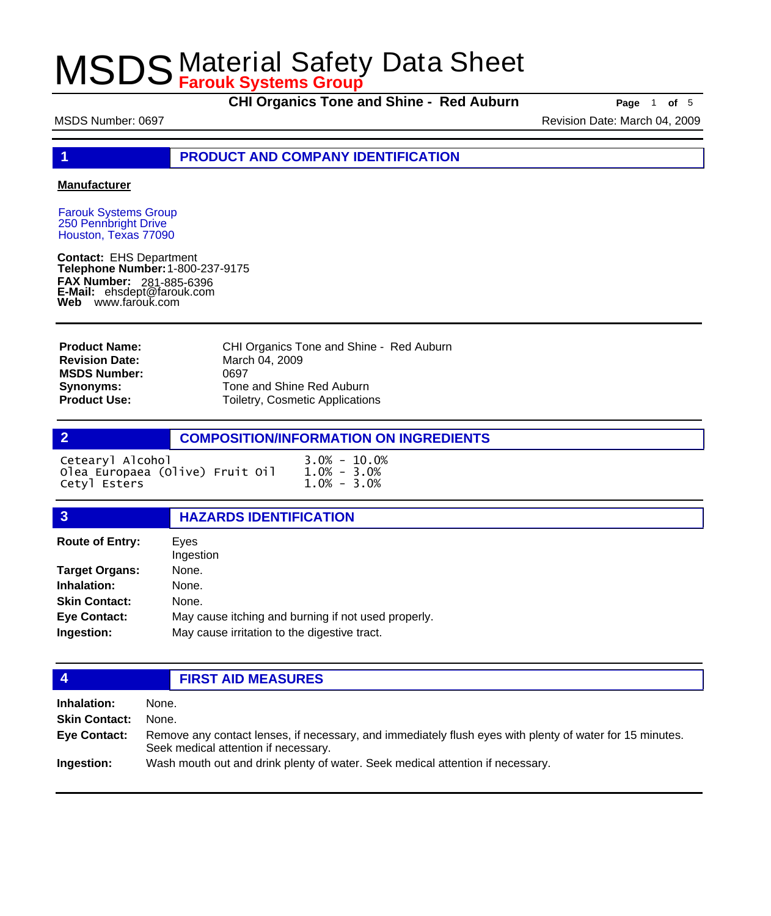# MSDS Material Safety Data Sheet
**Farouk Systems Group**

**CHI Organics Tone and Shine - Red Auburn**

MSDS Number: 0697 | Revision Date: March 04, 2009

## 1 PRODUCT AND COMPANY IDENTIFICATION

**Manufacturer**

Farouk Systems Group
250 Pennbright Drive
Houston, Texas 77090

**Contact:** EHS Department
**Telephone Number:** 1-800-237-9175
**FAX Number:** 281-885-6396
**E-Mail:** ehsdept@farouk.com
**Web** www.farouk.com

| | |
|---|---|
| **Product Name:** | CHI Organics Tone and Shine - Red Auburn |
| **Revision Date:** | March 04, 2009 |
| **MSDS Number:** | 0697 |
| **Synonyms:** | Tone and Shine Red Auburn |
| **Product Use:** | Toiletry, Cosmetic Applications |

## 2 COMPOSITION/INFORMATION ON INGREDIENTS

| Ingredient | Concentration |
|---|---|
| Cetearyl Alcohol | 3.0% - 10.0% |
| Olea Europaea (Olive) Fruit Oil | 1.0% - 3.0% |
| Cetyl Esters | 1.0% - 3.0% |

## 3 HAZARDS IDENTIFICATION

| | |
|---|---|
| **Route of Entry:** | Eyes<br>Ingestion |
| **Target Organs:** | None. |
| **Inhalation:** | None. |
| **Skin Contact:** | None. |
| **Eye Contact:** | May cause itching and burning if not used properly. |
| **Ingestion:** | May cause irritation to the digestive tract. |

## 4 FIRST AID MEASURES

| | |
|---|---|
| **Inhalation:** | None. |
| **Skin Contact:** | None. |
| **Eye Contact:** | Remove any contact lenses, if necessary, and immediately flush eyes with plenty of water for 15 minutes. Seek medical attention if necessary. |
| **Ingestion:** | Wash mouth out and drink plenty of water. Seek medical attention if necessary. |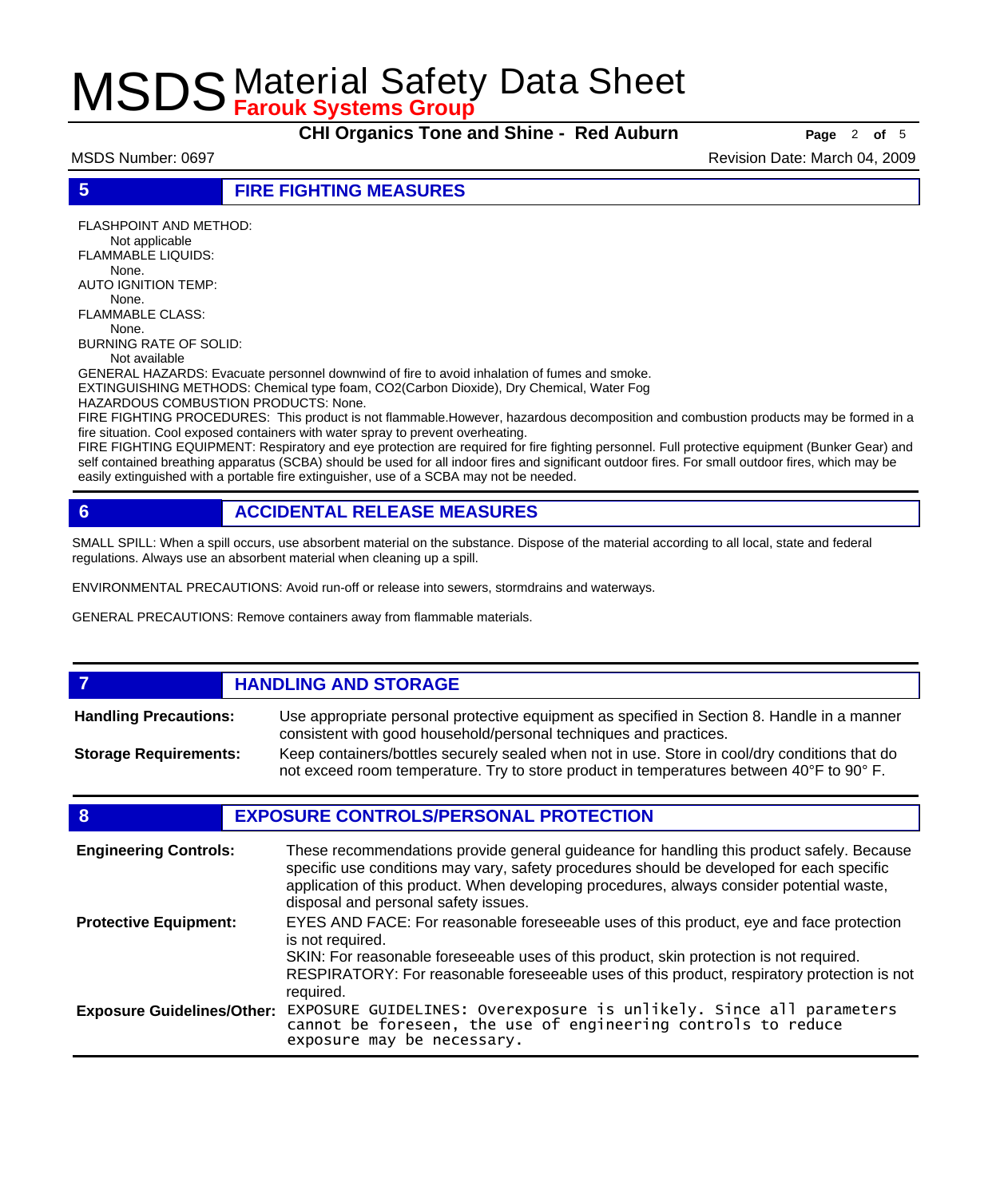## 5 FIRE FIGHTING MEASURES

FLASHPOINT AND METHOD:
Not applicable

FLAMMABLE LIQUIDS:
None.

AUTO IGNITION TEMP:
None.

FLAMMABLE CLASS:
None.

BURNING RATE OF SOLID:
Not available

GENERAL HAZARDS: Evacuate personnel downwind of fire to avoid inhalation of fumes and smoke.

EXTINGUISHING METHODS: Chemical type foam, $CO_2$(Carbon Dioxide), Dry Chemical, Water Fog

HAZARDOUS COMBUSTION PRODUCTS: None.

FIRE FIGHTING PROCEDURES: This product is not flammable.However, hazardous decomposition and combustion products may be formed in a fire situation. Cool exposed containers with water spray to prevent overheating.

FIRE FIGHTING EQUIPMENT: Respiratory and eye protection are required for fire fighting personnel. Full protective equipment (Bunker Gear) and self contained breathing apparatus (SCBA) should be used for all indoor fires and significant outdoor fires. For small outdoor fires, which may be easily extinguished with a portable fire extinguisher, use of a SCBA may not be needed.

## 6 ACCIDENTAL RELEASE MEASURES

SMALL SPILL: When a spill occurs, use absorbent material on the substance. Dispose of the material according to all local, state and federal regulations. Always use an absorbent material when cleaning up a spill.

ENVIRONMENTAL PRECAUTIONS: Avoid run-off or release into sewers, stormdrains and waterways.

GENERAL PRECAUTIONS: Remove containers away from flammable materials.

## 7 HANDLING AND STORAGE

**Handling Precautions:** Use appropriate personal protective equipment as specified in Section 8. Handle in a manner consistent with good household/personal techniques and practices.

**Storage Requirements:** Keep containers/bottles securely sealed when not in use. Store in cool/dry conditions that do not exceed room temperature. Try to store product in temperatures between 40°F to 90° F.

## 8 EXPOSURE CONTROLS/PERSONAL PROTECTION

**Engineering Controls:** These recommendations provide general guideance for handling this product safely. Because specific use conditions may vary, safety procedures should be developed for each specific application of this product. When developing procedures, always consider potential waste, disposal and personal safety issues.

**Protective Equipment:** EYES AND FACE: For reasonable foreseeable uses of this product, eye and face protection is not required.
SKIN: For reasonable foreseeable uses of this product, skin protection is not required.
RESPIRATORY: For reasonable foreseeable uses of this product, respiratory protection is not required.

**Exposure Guidelines/Other:** EXPOSURE GUIDELINES: Overexposure is unlikely. Since all parameters cannot be foreseen, the use of engineering controls to reduce exposure may be necessary.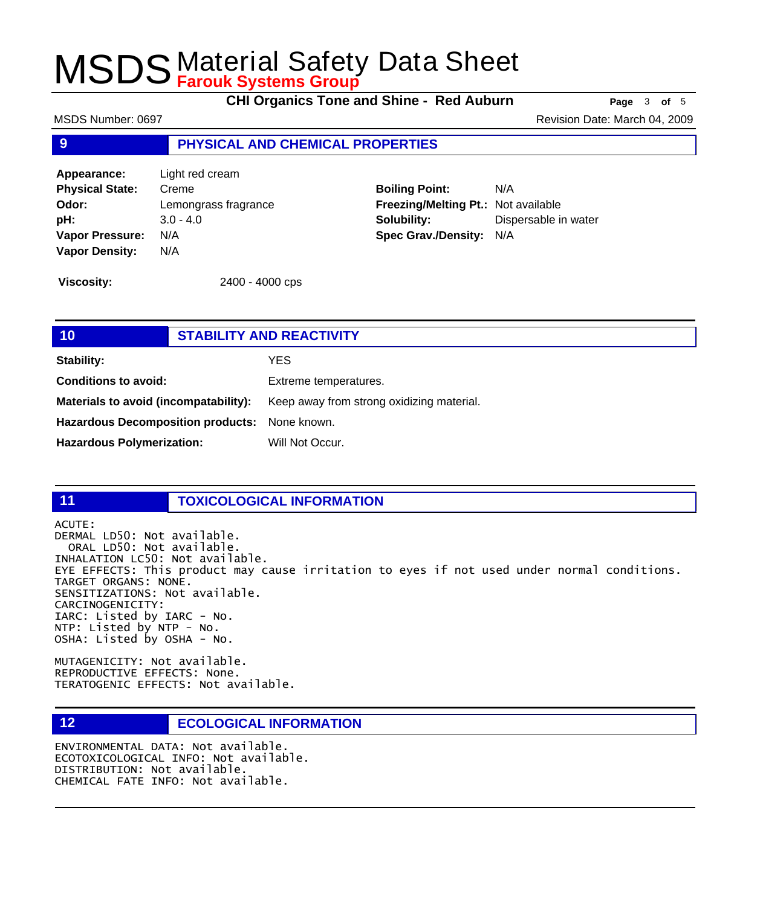## 9 PHYSICAL AND CHEMICAL PROPERTIES

| | | | |
|---|---|---|---|
| **Appearance:** | Light red cream | | |
| **Physical State:** | Creme | **Boiling Point:** | N/A |
| **Odor:** | Lemongrass fragrance | **Freezing/Melting Pt.:** | Not available |
| **pH:** | 3.0 - 4.0 | **Solubility:** | Dispersable in water |
| **Vapor Pressure:** | N/A | **Spec Grav./Density:** | N/A |
| **Vapor Density:** | N/A | | |

**Viscosity:** 2400 - 4000 cps

## 10 STABILITY AND REACTIVITY

| | |
|---|---|
| **Stability:** | YES |
| **Conditions to avoid:** | Extreme temperatures. |
| **Materials to avoid (incompatability):** | Keep away from strong oxidizing material. |
| **Hazardous Decomposition products:** | None known. |
| **Hazardous Polymerization:** | Will Not Occur. |

## 11 TOXICOLOGICAL INFORMATION

ACUTE:
DERMAL LD50: Not available.
ORAL LD50: Not available.
INHALATION LC50: Not available.
EYE EFFECTS: This product may cause irritation to eyes if not used under normal conditions.
TARGET ORGANS: NONE.
SENSITIZATIONS: Not available.
CARCINOGENICITY:
IARC: Listed by IARC - No.
NTP: Listed by NTP - No.
OSHA: Listed by OSHA - No.

MUTAGENICITY: Not available.
REPRODUCTIVE EFFECTS: None.
TERATOGENIC EFFECTS: Not available.

## 12 ECOLOGICAL INFORMATION

ENVIRONMENTAL DATA: Not available.
ECOTOXICOLOGICAL INFO: Not available.
DISTRIBUTION: Not available.
CHEMICAL FATE INFO: Not available.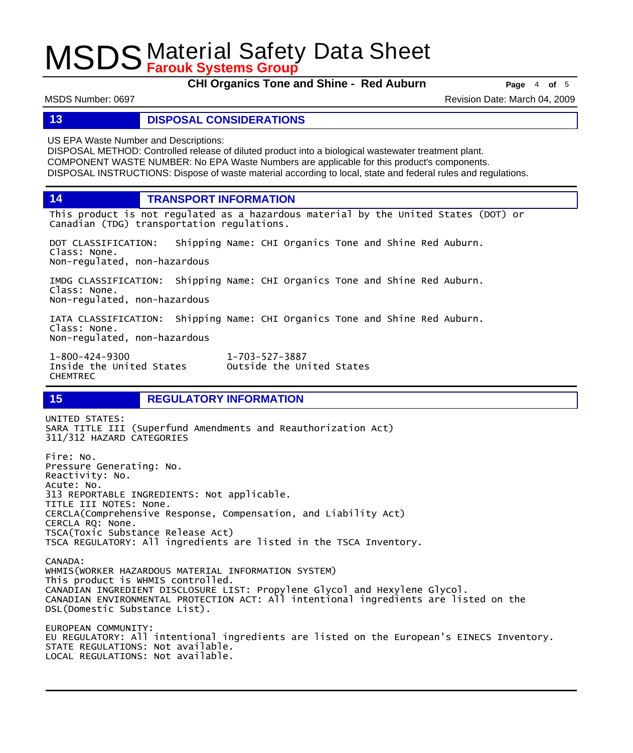## 13 DISPOSAL CONSIDERATIONS

US EPA Waste Number and Descriptions:
DISPOSAL METHOD: Controlled release of diluted product into a biological wastewater treatment plant.
COMPONENT WASTE NUMBER: No EPA Waste Numbers are applicable for this product's components.
DISPOSAL INSTRUCTIONS: Dispose of waste material according to local, state and federal rules and regulations.

## 14 TRANSPORT INFORMATION

This product is not regulated as a hazardous material by the United States (DOT) or Canadian (TDG) transportation regulations.

DOT CLASSIFICATION: Shipping Name: CHI Organics Tone and Shine Red Auburn.
Class: None.
Non-regulated, non-hazardous

IMDG CLASSIFICATION: Shipping Name: CHI Organics Tone and Shine Red Auburn.
Class: None.
Non-regulated, non-hazardous

IATA CLASSIFICATION: Shipping Name: CHI Organics Tone and Shine Red Auburn.
Class: None.
Non-regulated, non-hazardous

1-800-424-9300
Inside the United States
CHEMTREC

1-703-527-3887
Outside the United States

## 15 REGULATORY INFORMATION

UNITED STATES:
SARA TITLE III (Superfund Amendments and Reauthorization Act)
311/312 HAZARD CATEGORIES

Fire: No.
Pressure Generating: No.
Reactivity: No.
Acute: No.
313 REPORTABLE INGREDIENTS: Not applicable.
TITLE III NOTES: None.
CERCLA(Comprehensive Response, Compensation, and Liability Act)
CERCLA RQ: None.
TSCA(Toxic Substance Release Act)
TSCA REGULATORY: All ingredients are listed in the TSCA Inventory.

CANADA:
WHMIS(WORKER HAZARDOUS MATERIAL INFORMATION SYSTEM)
This product is WHMIS controlled.
CANADIAN INGREDIENT DISCLOSURE LIST: Propylene Glycol and Hexylene Glycol.
CANADIAN ENVIRONMENTAL PROTECTION ACT: All intentional ingredients are listed on the DSL(Domestic Substance List).

EUROPEAN COMMUNITY:
EU REGULATORY: All intentional ingredients are listed on the European's EINECS Inventory.
STATE REGULATIONS: Not available.
LOCAL REGULATIONS: Not available.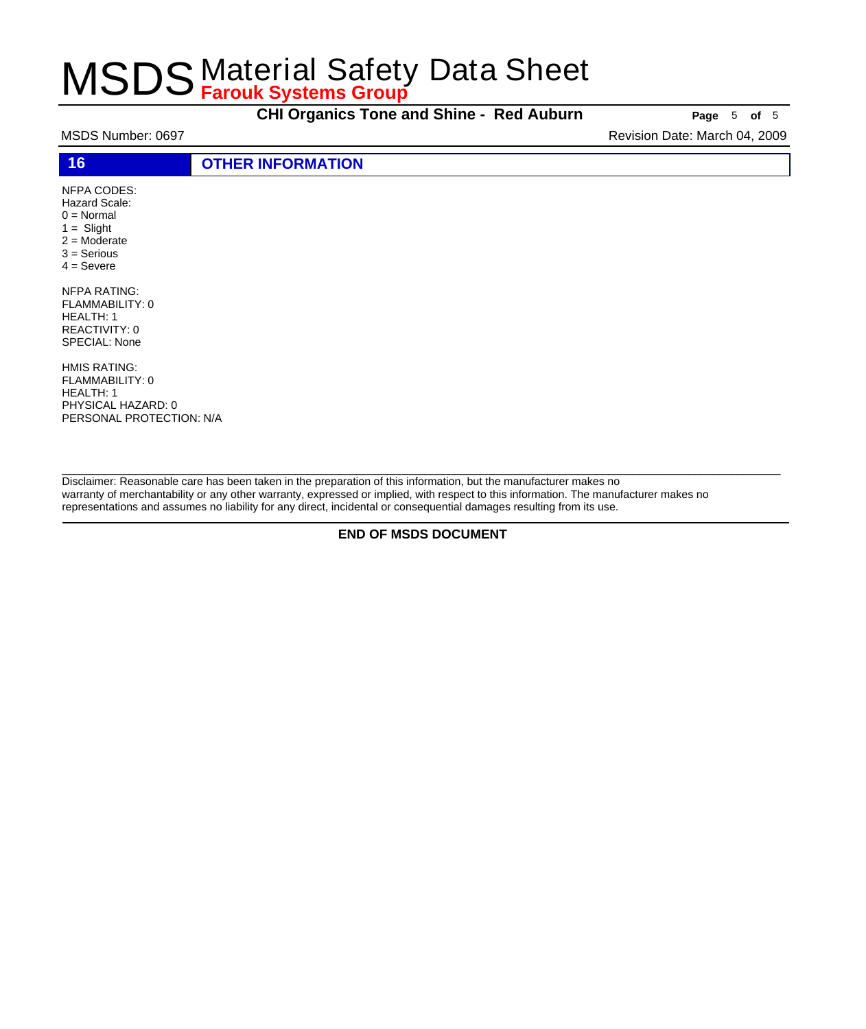## 16 OTHER INFORMATION

NFPA CODES:
Hazard Scale:
0 = Normal
1 = Slight
2 = Moderate
3 = Serious
4 = Severe

NFPA RATING:
FLAMMABILITY: 0
HEALTH: 1
REACTIVITY: 0
SPECIAL: None

HMIS RATING:
FLAMMABILITY: 0
HEALTH: 1
PHYSICAL HAZARD: 0
PERSONAL PROTECTION: N/A

---

Disclaimer: Reasonable care has been taken in the preparation of this information, but the manufacturer makes no warranty of merchantability or any other warranty, expressed or implied, with respect to this information. The manufacturer makes no representations and assumes no liability for any direct, incidental or consequential damages resulting from its use.

---

**END OF MSDS DOCUMENT**